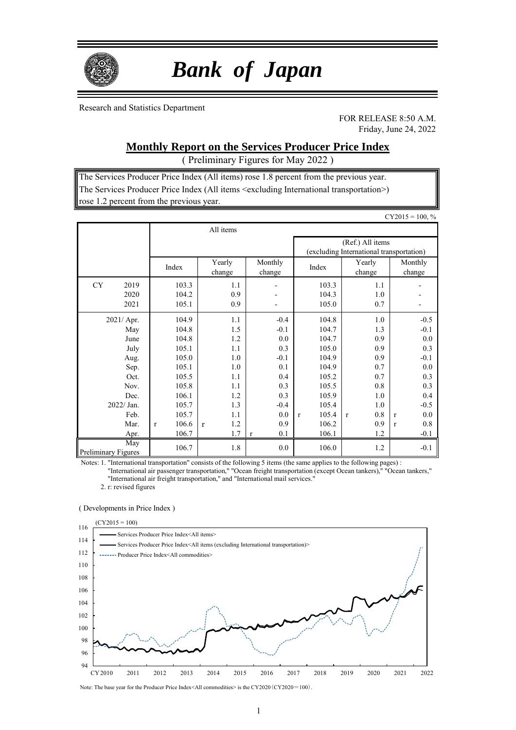# *Bank of Japan*

Research and Statistics Department

FOR RELEASE 8:50 A.M.
Friday, June 24, 2022

## Monthly Report on the Services Producer Price Index

( Preliminary Figures for May 2022 )

The Services Producer Price Index (All items) rose 1.8 percent from the previous year.
The Services Producer Price Index (All items <excluding International transportation>) rose 1.2 percent from the previous year.

CY2015 = 100, %

| | All items | | | (Ref.) All items (excluding International transportation) | | |
|---|---|---|---|---|---|---|
| | Index | Yearly change | Monthly change | Index | Yearly change | Monthly change |
| CY 2019 | 103.3 | 1.1 | - | 103.3 | 1.1 | - |
| 2020 | 104.2 | 0.9 | - | 104.3 | 1.0 | - |
| 2021 | 105.1 | 0.9 | - | 105.0 | 0.7 | - |
| 2021/ Apr. | 104.9 | 1.1 | -0.4 | 104.8 | 1.0 | -0.5 |
| May | 104.8 | 1.5 | -0.1 | 104.7 | 1.3 | -0.1 |
| June | 104.8 | 1.2 | 0.0 | 104.7 | 0.9 | 0.0 |
| July | 105.1 | 1.1 | 0.3 | 105.0 | 0.9 | 0.3 |
| Aug. | 105.0 | 1.0 | -0.1 | 104.9 | 0.9 | -0.1 |
| Sep. | 105.1 | 1.0 | 0.1 | 104.9 | 0.7 | 0.0 |
| Oct. | 105.5 | 1.1 | 0.4 | 105.2 | 0.7 | 0.3 |
| Nov. | 105.8 | 1.1 | 0.3 | 105.5 | 0.8 | 0.3 |
| Dec. | 106.1 | 1.2 | 0.3 | 105.9 | 1.0 | 0.4 |
| 2022/ Jan. | 105.7 | 1.3 | -0.4 | 105.4 | 1.0 | -0.5 |
| Feb. | 105.7 | 1.1 | 0.0 | r 105.4 | r 0.8 | r 0.0 |
| Mar. | r 106.6 | r 1.2 | 0.9 | 106.2 | 0.9 | r 0.8 |
| Apr. | 106.7 | 1.7 | r 0.1 | 106.1 | 1.2 | -0.1 |
| May Preliminary Figures | 106.7 | 1.8 | 0.0 | 106.0 | 1.2 | -0.1 |

Notes: 1. "International transportation" consists of the following 5 items (the same applies to the following pages) : "International air passenger transportation," "Ocean freight transportation (except Ocean tankers)," "Ocean tankers," "International air freight transportation," and "International mail services."

2. r: revised figures

( Developments in Price Index )

(CY2015 = 100)

- Services Producer Price Index<All items>
- Services Producer Price Index<All items (excluding International transportation)>
- Producer Price Index<All commodities>

Note: The base year for the Producer Price Index<All commodities> is the CY2020（CY2020＝100）.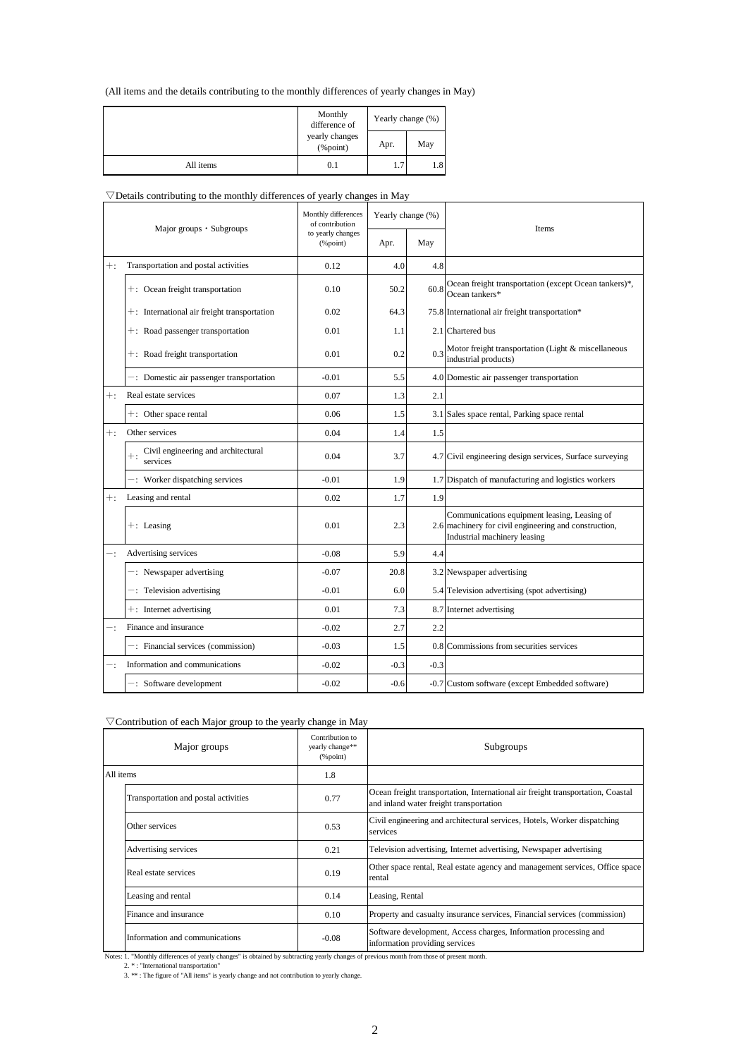(All items and the details contributing to the monthly differences of yearly changes in May)

| | Monthly difference of yearly changes (%point) | Yearly change (%) | |
|---|---|---|---|
| | | Apr. | May |
| All items | 0.1 | 1.7 | 1.8 |

▽Details contributing to the monthly differences of yearly changes in May

| Major groups・Subgroups | | Monthly differences of contribution to yearly changes (%point) | Yearly change (%) | | Items |
|---|---|---|---|---|---|
| | | | Apr. | May | |
| +: | Transportation and postal activities | 0.12 | 4.0 | 4.8 | |
| | +: Ocean freight transportation | 0.10 | 50.2 | 60.8 | Ocean freight transportation (except Ocean tankers)*, Ocean tankers* |
| | +: International air freight transportation | 0.02 | 64.3 | 75.8 | International air freight transportation* |
| | +: Road passenger transportation | 0.01 | 1.1 | 2.1 | Chartered bus |
| | +: Road freight transportation | 0.01 | 0.2 | 0.3 | Motor freight transportation (Light & miscellaneous industrial products) |
| | −: Domestic air passenger transportation | -0.01 | 5.5 | 4.0 | Domestic air passenger transportation |
| +: | Real estate services | 0.07 | 1.3 | 2.1 | |
| | +: Other space rental | 0.06 | 1.5 | 3.1 | Sales space rental, Parking space rental |
| +: | Other services | 0.04 | 1.4 | 1.5 | |
| | +: Civil engineering and architectural services | 0.04 | 3.7 | 4.7 | Civil engineering design services, Surface surveying |
| | −: Worker dispatching services | -0.01 | 1.9 | 1.7 | Dispatch of manufacturing and logistics workers |
| +: | Leasing and rental | 0.02 | 1.7 | 1.9 | |
| | +: Leasing | 0.01 | 2.3 | 2.6 | Communications equipment leasing, Leasing of machinery for civil engineering and construction, Industrial machinery leasing |
| −: | Advertising services | -0.08 | 5.9 | 4.4 | |
| | −: Newspaper advertising | -0.07 | 20.8 | 3.2 | Newspaper advertising |
| | −: Television advertising | -0.01 | 6.0 | 5.4 | Television advertising (spot advertising) |
| | +: Internet advertising | 0.01 | 7.3 | 8.7 | Internet advertising |
| −: | Finance and insurance | -0.02 | 2.7 | 2.2 | |
| | −: Financial services (commission) | -0.03 | 1.5 | 0.8 | Commissions from securities services |
| −: | Information and communications | -0.02 | -0.3 | -0.3 | |
| | −: Software development | -0.02 | -0.6 | -0.7 | Custom software (except Embedded software) |

▽Contribution of each Major group to the yearly change in May

| Major groups | | Contribution to yearly change** (%point) | Subgroups |
|---|---|---|---|
| All items | | 1.8 | |
| | Transportation and postal activities | 0.77 | Ocean freight transportation, International air freight transportation, Coastal and inland water freight transportation |
| | Other services | 0.53 | Civil engineering and architectural services, Hotels, Worker dispatching services |
| | Advertising services | 0.21 | Television advertising, Internet advertising, Newspaper advertising |
| | Real estate services | 0.19 | Other space rental, Real estate agency and management services, Office space rental |
| | Leasing and rental | 0.14 | Leasing, Rental |
| | Finance and insurance | 0.10 | Property and casualty insurance services, Financial services (commission) |
| | Information and communications | -0.08 | Software development, Access charges, Information processing and information providing services |

Notes: 1. "Monthly differences of yearly changes" is obtained by subtracting yearly changes of previous month from those of present month.
2. * : "International transportation"
3. ** : The figure of "All items" is yearly change and not contribution to yearly change.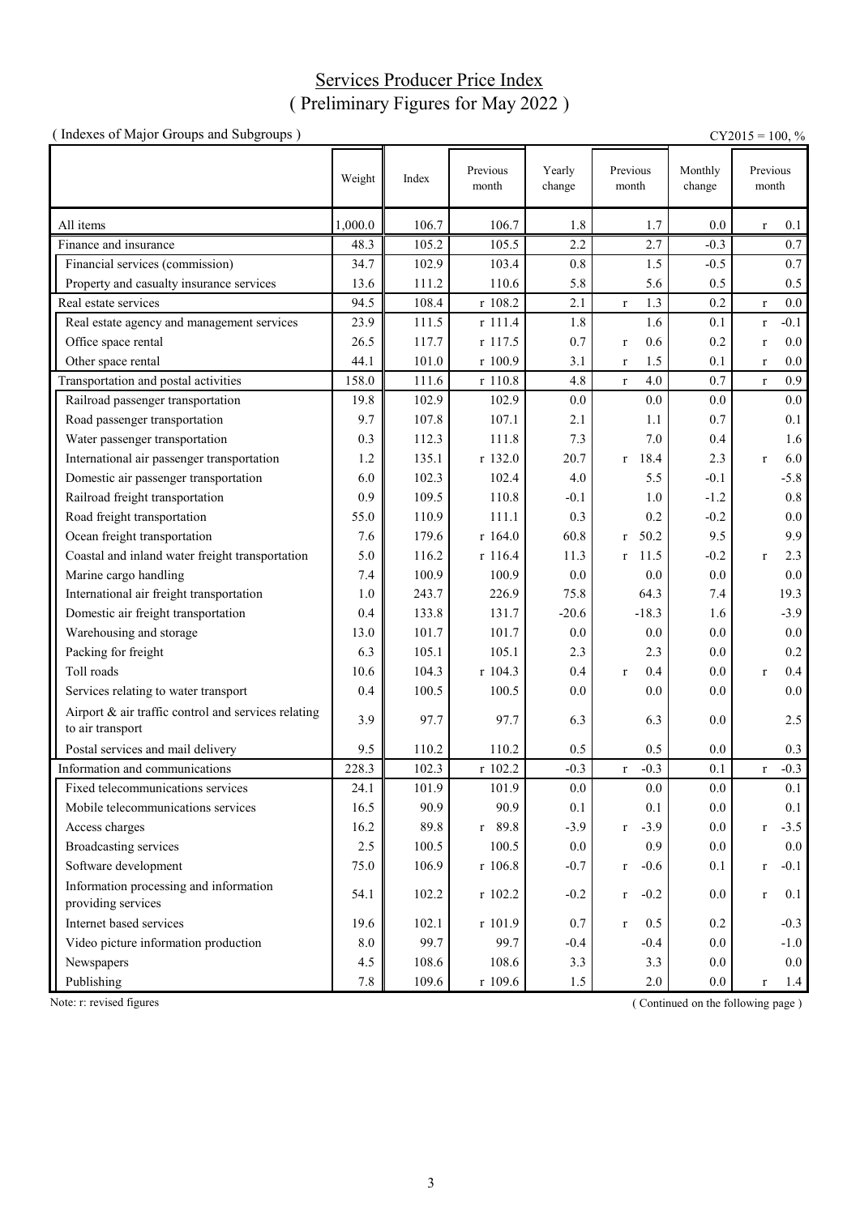# Services Producer Price Index
## ( Preliminary Figures for May 2022 )

( Indexes of Major Groups and Subgroups )

CY2015 = 100, %

| | Weight | Index | Previous month | Yearly change | Previous month | Monthly change | Previous month |
|---|---|---|---|---|---|---|---|
| All items | 1,000.0 | 106.7 | 106.7 | 1.8 | 1.7 | 0.0 | r 0.1 |
| Finance and insurance | 48.3 | 105.2 | 105.5 | 2.2 | 2.7 | -0.3 | 0.7 |
| Financial services (commission) | 34.7 | 102.9 | 103.4 | 0.8 | 1.5 | -0.5 | 0.7 |
| Property and casualty insurance services | 13.6 | 111.2 | 110.6 | 5.8 | 5.6 | 0.5 | 0.5 |
| Real estate services | 94.5 | 108.4 | r 108.2 | 2.1 | r 1.3 | 0.2 | r 0.0 |
| Real estate agency and management services | 23.9 | 111.5 | r 111.4 | 1.8 | 1.6 | 0.1 | r -0.1 |
| Office space rental | 26.5 | 117.7 | r 117.5 | 0.7 | r 0.6 | 0.2 | r 0.0 |
| Other space rental | 44.1 | 101.0 | r 100.9 | 3.1 | r 1.5 | 0.1 | r 0.0 |
| Transportation and postal activities | 158.0 | 111.6 | r 110.8 | 4.8 | r 4.0 | 0.7 | r 0.9 |
| Railroad passenger transportation | 19.8 | 102.9 | 102.9 | 0.0 | 0.0 | 0.0 | 0.0 |
| Road passenger transportation | 9.7 | 107.8 | 107.1 | 2.1 | 1.1 | 0.7 | 0.1 |
| Water passenger transportation | 0.3 | 112.3 | 111.8 | 7.3 | 7.0 | 0.4 | 1.6 |
| International air passenger transportation | 1.2 | 135.1 | r 132.0 | 20.7 | r 18.4 | 2.3 | r 6.0 |
| Domestic air passenger transportation | 6.0 | 102.3 | 102.4 | 4.0 | 5.5 | -0.1 | -5.8 |
| Railroad freight transportation | 0.9 | 109.5 | 110.8 | -0.1 | 1.0 | -1.2 | 0.8 |
| Road freight transportation | 55.0 | 110.9 | 111.1 | 0.3 | 0.2 | -0.2 | 0.0 |
| Ocean freight transportation | 7.6 | 179.6 | r 164.0 | 60.8 | r 50.2 | 9.5 | 9.9 |
| Coastal and inland water freight transportation | 5.0 | 116.2 | r 116.4 | 11.3 | r 11.5 | -0.2 | r 2.3 |
| Marine cargo handling | 7.4 | 100.9 | 100.9 | 0.0 | 0.0 | 0.0 | 0.0 |
| International air freight transportation | 1.0 | 243.7 | 226.9 | 75.8 | 64.3 | 7.4 | 19.3 |
| Domestic air freight transportation | 0.4 | 133.8 | 131.7 | -20.6 | -18.3 | 1.6 | -3.9 |
| Warehousing and storage | 13.0 | 101.7 | 101.7 | 0.0 | 0.0 | 0.0 | 0.0 |
| Packing for freight | 6.3 | 105.1 | 105.1 | 2.3 | 2.3 | 0.0 | 0.2 |
| Toll roads | 10.6 | 104.3 | r 104.3 | 0.4 | r 0.4 | 0.0 | r 0.4 |
| Services relating to water transport | 0.4 | 100.5 | 100.5 | 0.0 | 0.0 | 0.0 | 0.0 |
| Airport & air traffic control and services relating to air transport | 3.9 | 97.7 | 97.7 | 6.3 | 6.3 | 0.0 | 2.5 |
| Postal services and mail delivery | 9.5 | 110.2 | 110.2 | 0.5 | 0.5 | 0.0 | 0.3 |
| Information and communications | 228.3 | 102.3 | r 102.2 | -0.3 | r -0.3 | 0.1 | r -0.3 |
| Fixed telecommunications services | 24.1 | 101.9 | 101.9 | 0.0 | 0.0 | 0.0 | 0.1 |
| Mobile telecommunications services | 16.5 | 90.9 | 90.9 | 0.1 | 0.1 | 0.0 | 0.1 |
| Access charges | 16.2 | 89.8 | r 89.8 | -3.9 | r -3.9 | 0.0 | r -3.5 |
| Broadcasting services | 2.5 | 100.5 | 100.5 | 0.0 | 0.9 | 0.0 | 0.0 |
| Software development | 75.0 | 106.9 | r 106.8 | -0.7 | r -0.6 | 0.1 | r -0.1 |
| Information processing and information providing services | 54.1 | 102.2 | r 102.2 | -0.2 | r -0.2 | 0.0 | r 0.1 |
| Internet based services | 19.6 | 102.1 | r 101.9 | 0.7 | r 0.5 | 0.2 | -0.3 |
| Video picture information production | 8.0 | 99.7 | 99.7 | -0.4 | -0.4 | 0.0 | -1.0 |
| Newspapers | 4.5 | 108.6 | 108.6 | 3.3 | 3.3 | 0.0 | 0.0 |
| Publishing | 7.8 | 109.6 | r 109.6 | 1.5 | 2.0 | 0.0 | r 1.4 |

Note: r: revised figures

( Continued on the following page )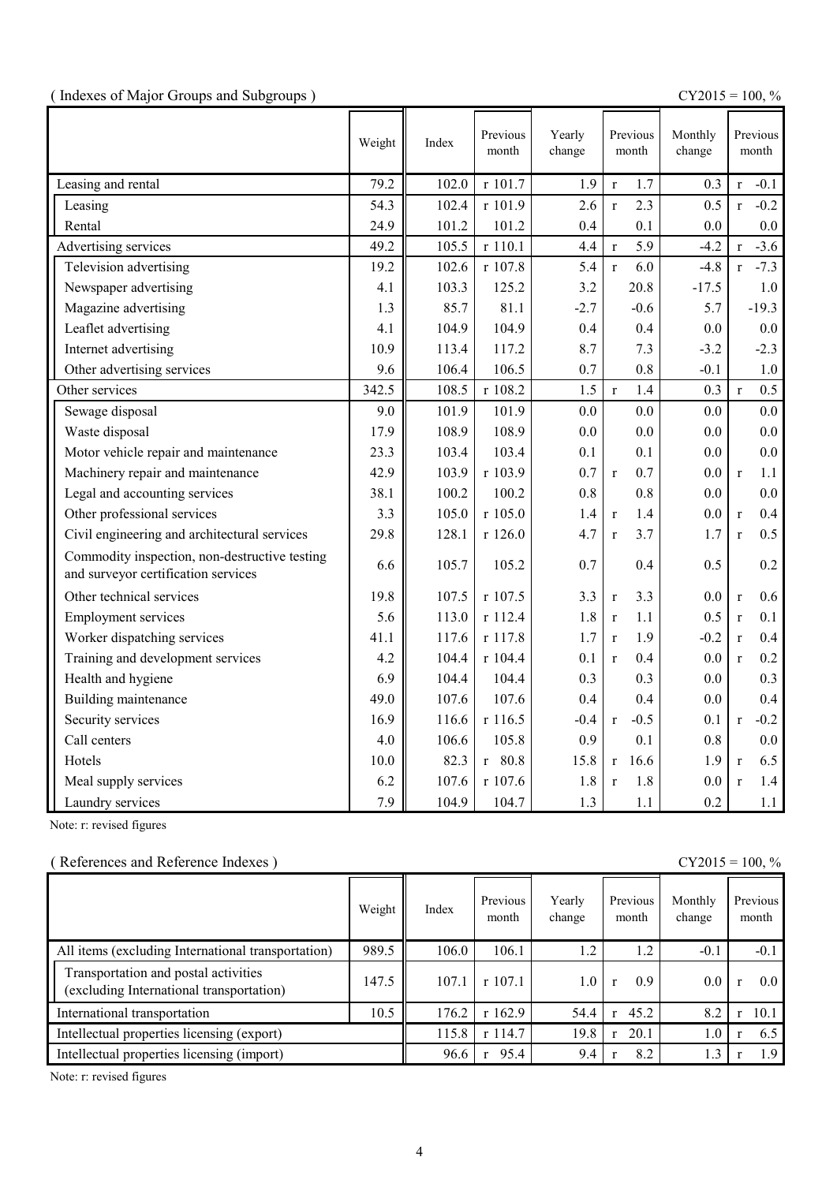( Indexes of Major Groups and Subgroups )

CY2015 = 100, %

| | Weight | Index | Previous month | Yearly change | Previous month | Monthly change | Previous month |
|---|---|---|---|---|---|---|---|
| Leasing and rental | 79.2 | 102.0 | r 101.7 | 1.9 | r 1.7 | 0.3 | r -0.1 |
| Leasing | 54.3 | 102.4 | r 101.9 | 2.6 | r 2.3 | 0.5 | r -0.2 |
| Rental | 24.9 | 101.2 | 101.2 | 0.4 | 0.1 | 0.0 | 0.0 |
| Advertising services | 49.2 | 105.5 | r 110.1 | 4.4 | r 5.9 | -4.2 | r -3.6 |
| Television advertising | 19.2 | 102.6 | r 107.8 | 5.4 | r 6.0 | -4.8 | r -7.3 |
| Newspaper advertising | 4.1 | 103.3 | 125.2 | 3.2 | 20.8 | -17.5 | 1.0 |
| Magazine advertising | 1.3 | 85.7 | 81.1 | -2.7 | -0.6 | 5.7 | -19.3 |
| Leaflet advertising | 4.1 | 104.9 | 104.9 | 0.4 | 0.4 | 0.0 | 0.0 |
| Internet advertising | 10.9 | 113.4 | 117.2 | 8.7 | 7.3 | -3.2 | -2.3 |
| Other advertising services | 9.6 | 106.4 | 106.5 | 0.7 | 0.8 | -0.1 | 1.0 |
| Other services | 342.5 | 108.5 | r 108.2 | 1.5 | r 1.4 | 0.3 | r 0.5 |
| Sewage disposal | 9.0 | 101.9 | 101.9 | 0.0 | 0.0 | 0.0 | 0.0 |
| Waste disposal | 17.9 | 108.9 | 108.9 | 0.0 | 0.0 | 0.0 | 0.0 |
| Motor vehicle repair and maintenance | 23.3 | 103.4 | 103.4 | 0.1 | 0.1 | 0.0 | 0.0 |
| Machinery repair and maintenance | 42.9 | 103.9 | r 103.9 | 0.7 | r 0.7 | 0.0 | r 1.1 |
| Legal and accounting services | 38.1 | 100.2 | 100.2 | 0.8 | 0.8 | 0.0 | 0.0 |
| Other professional services | 3.3 | 105.0 | r 105.0 | 1.4 | r 1.4 | 0.0 | r 0.4 |
| Civil engineering and architectural services | 29.8 | 128.1 | r 126.0 | 4.7 | r 3.7 | 1.7 | r 0.5 |
| Commodity inspection, non-destructive testing and surveyor certification services | 6.6 | 105.7 | 105.2 | 0.7 | 0.4 | 0.5 | 0.2 |
| Other technical services | 19.8 | 107.5 | r 107.5 | 3.3 | r 3.3 | 0.0 | r 0.6 |
| Employment services | 5.6 | 113.0 | r 112.4 | 1.8 | r 1.1 | 0.5 | r 0.1 |
| Worker dispatching services | 41.1 | 117.6 | r 117.8 | 1.7 | r 1.9 | -0.2 | r 0.4 |
| Training and development services | 4.2 | 104.4 | r 104.4 | 0.1 | r 0.4 | 0.0 | r 0.2 |
| Health and hygiene | 6.9 | 104.4 | 104.4 | 0.3 | 0.3 | 0.0 | 0.3 |
| Building maintenance | 49.0 | 107.6 | 107.6 | 0.4 | 0.4 | 0.0 | 0.4 |
| Security services | 16.9 | 116.6 | r 116.5 | -0.4 | r -0.5 | 0.1 | r -0.2 |
| Call centers | 4.0 | 106.6 | 105.8 | 0.9 | 0.1 | 0.8 | 0.0 |
| Hotels | 10.0 | 82.3 | r 80.8 | 15.8 | r 16.6 | 1.9 | r 6.5 |
| Meal supply services | 6.2 | 107.6 | r 107.6 | 1.8 | r 1.8 | 0.0 | r 1.4 |
| Laundry services | 7.9 | 104.9 | 104.7 | 1.3 | 1.1 | 0.2 | 1.1 |

Note: r: revised figures

( References and Reference Indexes )

CY2015 = 100, %

| | Weight | Index | Previous month | Yearly change | Previous month | Monthly change | Previous month |
|---|---|---|---|---|---|---|---|
| All items (excluding International transportation) | 989.5 | 106.0 | 106.1 | 1.2 | 1.2 | -0.1 | -0.1 |
| Transportation and postal activities (excluding International transportation) | 147.5 | 107.1 | r 107.1 | 1.0 | r 0.9 | 0.0 | r 0.0 |
| International transportation | 10.5 | 176.2 | r 162.9 | 54.4 | r 45.2 | 8.2 | r 10.1 |
| Intellectual properties licensing (export) | | 115.8 | r 114.7 | 19.8 | r 20.1 | 1.0 | r 6.5 |
| Intellectual properties licensing (import) | | 96.6 | r 95.4 | 9.4 | r 8.2 | 1.3 | r 1.9 |

Note: r: revised figures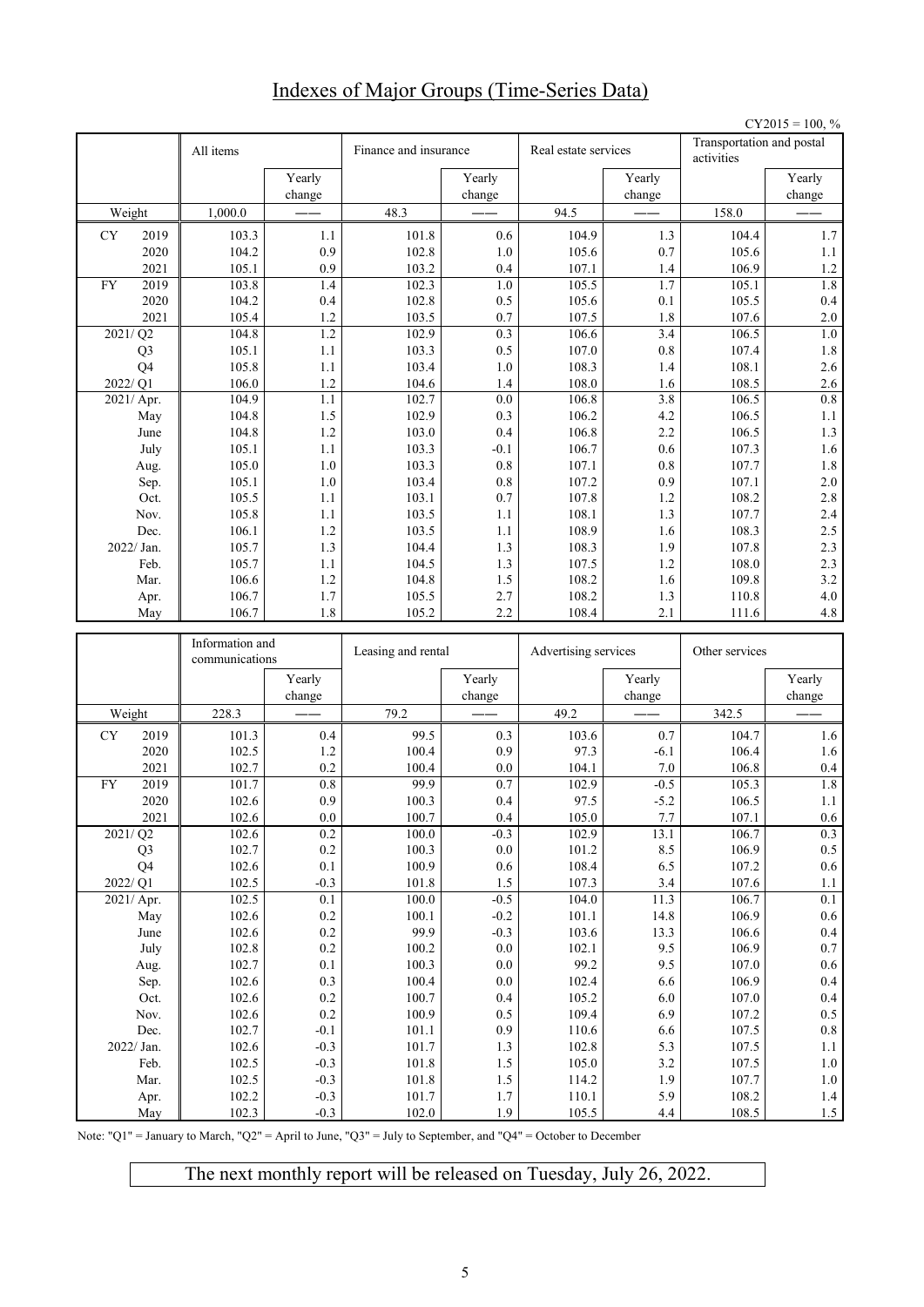# Indexes of Major Groups (Time-Series Data)

CY2015 = 100, %

| | | All items | | Finance and insurance | | Real estate services | | Transportation and postal activities | |
|---|---|---|---|---|---|---|---|---|---|
| | | | Yearly change | | Yearly change | | Yearly change | | Yearly change |
| Weight | | 1,000.0 | —— | 48.3 | —— | 94.5 | —— | 158.0 | —— |
| CY | 2019 | 103.3 | 1.1 | 101.8 | 0.6 | 104.9 | 1.3 | 104.4 | 1.7 |
| | 2020 | 104.2 | 0.9 | 102.8 | 1.0 | 105.6 | 0.7 | 105.6 | 1.1 |
| | 2021 | 105.1 | 0.9 | 103.2 | 0.4 | 107.1 | 1.4 | 106.9 | 1.2 |
| FY | 2019 | 103.8 | 1.4 | 102.3 | 1.0 | 105.5 | 1.7 | 105.1 | 1.8 |
| | 2020 | 104.2 | 0.4 | 102.8 | 0.5 | 105.6 | 0.1 | 105.5 | 0.4 |
| | 2021 | 105.4 | 1.2 | 103.5 | 0.7 | 107.5 | 1.8 | 107.6 | 2.0 |
| 2021/ | Q2 | 104.8 | 1.2 | 102.9 | 0.3 | 106.6 | 3.4 | 106.5 | 1.0 |
| | Q3 | 105.1 | 1.1 | 103.3 | 0.5 | 107.0 | 0.8 | 107.4 | 1.8 |
| | Q4 | 105.8 | 1.1 | 103.4 | 1.0 | 108.3 | 1.4 | 108.1 | 2.6 |
| 2022/ | Q1 | 106.0 | 1.2 | 104.6 | 1.4 | 108.0 | 1.6 | 108.5 | 2.6 |
| 2021/ | Apr. | 104.9 | 1.1 | 102.7 | 0.0 | 106.8 | 3.8 | 106.5 | 0.8 |
| | May | 104.8 | 1.5 | 102.9 | 0.3 | 106.2 | 4.2 | 106.5 | 1.1 |
| | June | 104.8 | 1.2 | 103.0 | 0.4 | 106.8 | 2.2 | 106.5 | 1.3 |
| | July | 105.1 | 1.1 | 103.3 | -0.1 | 106.7 | 0.6 | 107.3 | 1.6 |
| | Aug. | 105.0 | 1.0 | 103.3 | 0.8 | 107.1 | 0.8 | 107.7 | 1.8 |
| | Sep. | 105.1 | 1.0 | 103.4 | 0.8 | 107.2 | 0.9 | 107.1 | 2.0 |
| | Oct. | 105.5 | 1.1 | 103.1 | 0.7 | 107.8 | 1.2 | 108.2 | 2.8 |
| | Nov. | 105.8 | 1.1 | 103.5 | 1.1 | 108.1 | 1.3 | 107.7 | 2.4 |
| | Dec. | 106.1 | 1.2 | 103.5 | 1.1 | 108.9 | 1.6 | 108.3 | 2.5 |
| 2022/ | Jan. | 105.7 | 1.3 | 104.4 | 1.3 | 108.3 | 1.9 | 107.8 | 2.3 |
| | Feb. | 105.7 | 1.1 | 104.5 | 1.3 | 107.5 | 1.2 | 108.0 | 2.3 |
| | Mar. | 106.6 | 1.2 | 104.8 | 1.5 | 108.2 | 1.6 | 109.8 | 3.2 |
| | Apr. | 106.7 | 1.7 | 105.5 | 2.7 | 108.2 | 1.3 | 110.8 | 4.0 |
| | May | 106.7 | 1.8 | 105.2 | 2.2 | 108.4 | 2.1 | 111.6 | 4.8 |

| | | Information and communications | | Leasing and rental | | Advertising services | | Other services | |
|---|---|---|---|---|---|---|---|---|---|
| | | | Yearly change | | Yearly change | | Yearly change | | Yearly change |
| Weight | | 228.3 | —— | 79.2 | —— | 49.2 | —— | 342.5 | —— |
| CY | 2019 | 101.3 | 0.4 | 99.5 | 0.3 | 103.6 | 0.7 | 104.7 | 1.6 |
| | 2020 | 102.5 | 1.2 | 100.4 | 0.9 | 97.3 | -6.1 | 106.4 | 1.6 |
| | 2021 | 102.7 | 0.2 | 100.4 | 0.0 | 104.1 | 7.0 | 106.8 | 0.4 |
| FY | 2019 | 101.7 | 0.8 | 99.9 | 0.7 | 102.9 | -0.5 | 105.3 | 1.8 |
| | 2020 | 102.6 | 0.9 | 100.3 | 0.4 | 97.5 | -5.2 | 106.5 | 1.1 |
| | 2021 | 102.6 | 0.0 | 100.7 | 0.4 | 105.0 | 7.7 | 107.1 | 0.6 |
| 2021/ | Q2 | 102.6 | 0.2 | 100.0 | -0.3 | 102.9 | 13.1 | 106.7 | 0.3 |
| | Q3 | 102.7 | 0.2 | 100.3 | 0.0 | 101.2 | 8.5 | 106.9 | 0.5 |
| | Q4 | 102.6 | 0.1 | 100.9 | 0.6 | 108.4 | 6.5 | 107.2 | 0.6 |
| 2022/ | Q1 | 102.5 | -0.3 | 101.8 | 1.5 | 107.3 | 3.4 | 107.6 | 1.1 |
| 2021/ | Apr. | 102.5 | 0.1 | 100.0 | -0.5 | 104.0 | 11.3 | 106.7 | 0.1 |
| | May | 102.6 | 0.2 | 100.1 | -0.2 | 101.1 | 14.8 | 106.9 | 0.6 |
| | June | 102.6 | 0.2 | 99.9 | -0.3 | 103.6 | 13.3 | 106.6 | 0.4 |
| | July | 102.8 | 0.2 | 100.2 | 0.0 | 102.1 | 9.5 | 106.9 | 0.7 |
| | Aug. | 102.7 | 0.1 | 100.3 | 0.0 | 99.2 | 9.5 | 107.0 | 0.6 |
| | Sep. | 102.6 | 0.3 | 100.4 | 0.0 | 102.4 | 6.6 | 106.9 | 0.4 |
| | Oct. | 102.6 | 0.2 | 100.7 | 0.4 | 105.2 | 6.0 | 107.0 | 0.4 |
| | Nov. | 102.6 | 0.2 | 100.9 | 0.5 | 109.4 | 6.9 | 107.2 | 0.5 |
| | Dec. | 102.7 | -0.1 | 101.1 | 0.9 | 110.6 | 6.6 | 107.5 | 0.8 |
| 2022/ | Jan. | 102.6 | -0.3 | 101.7 | 1.3 | 102.8 | 5.3 | 107.5 | 1.1 |
| | Feb. | 102.5 | -0.3 | 101.8 | 1.5 | 105.0 | 3.2 | 107.5 | 1.0 |
| | Mar. | 102.5 | -0.3 | 101.8 | 1.5 | 114.2 | 1.9 | 107.7 | 1.0 |
| | Apr. | 102.2 | -0.3 | 101.7 | 1.7 | 110.1 | 5.9 | 108.2 | 1.4 |
| | May | 102.3 | -0.3 | 102.0 | 1.9 | 105.5 | 4.4 | 108.5 | 1.5 |

Note: "Q1" = January to March, "Q2" = April to June, "Q3" = July to September, and "Q4" = October to December

The next monthly report will be released on Tuesday, July 26, 2022.